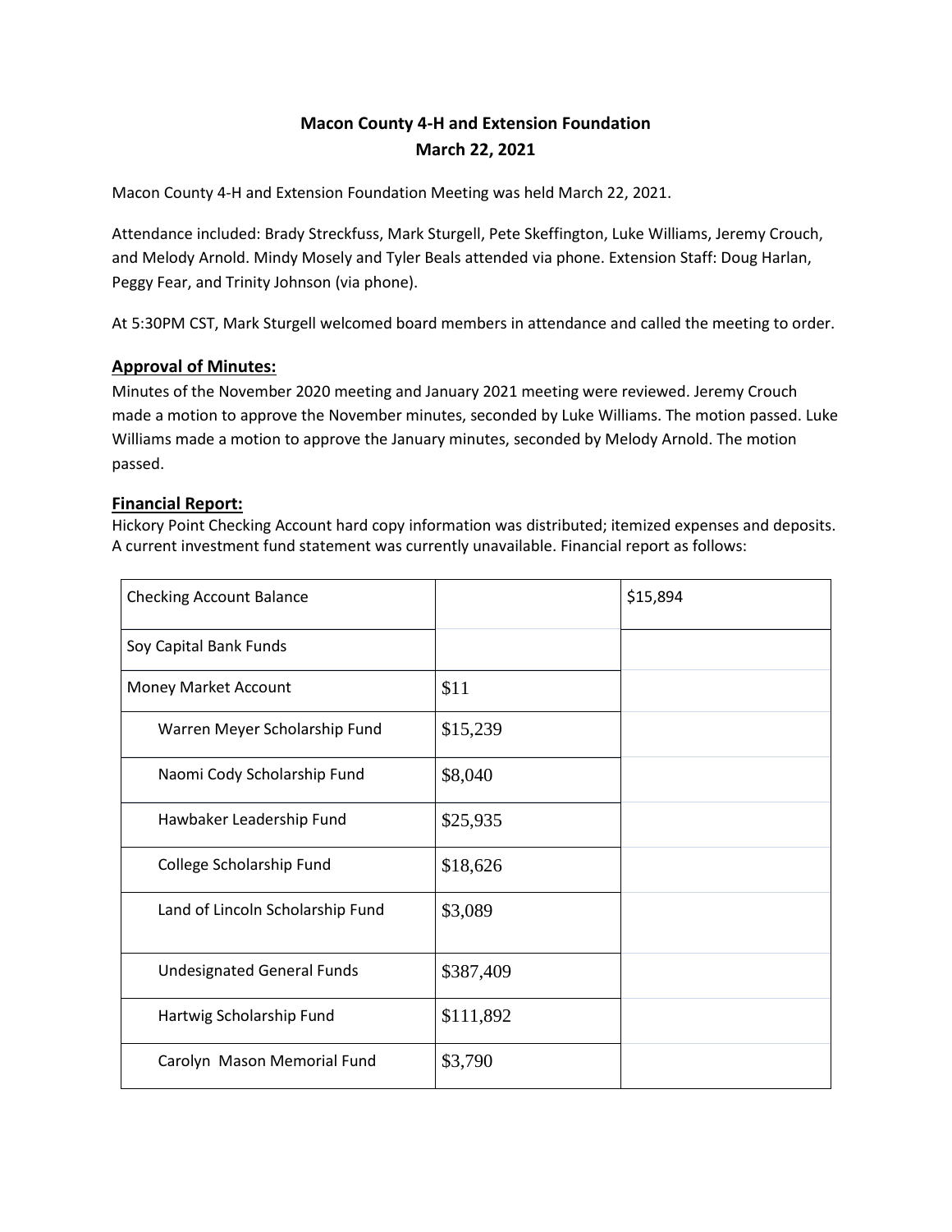# Macon County 4-H and Extension Foundation
## March 22, 2021

Macon County 4-H and Extension Foundation Meeting was held March 22, 2021.

Attendance included: Brady Streckfuss, Mark Sturgell, Pete Skeffington, Luke Williams, Jeremy Crouch, and Melody Arnold. Mindy Mosely and Tyler Beals attended via phone. Extension Staff: Doug Harlan, Peggy Fear, and Trinity Johnson (via phone).

At 5:30PM CST, Mark Sturgell welcomed board members in attendance and called the meeting to order.

### Approval of Minutes:

Minutes of the November 2020 meeting and January 2021 meeting were reviewed. Jeremy Crouch made a motion to approve the November minutes, seconded by Luke Williams. The motion passed. Luke Williams made a motion to approve the January minutes, seconded by Melody Arnold. The motion passed.

### Financial Report:

Hickory Point Checking Account hard copy information was distributed; itemized expenses and deposits. A current investment fund statement was currently unavailable. Financial report as follows:

| Checking Account Balance | | $15,894 |
|---|---|---|
| Soy Capital Bank Funds | | |
| Money Market Account | $11 | |
| Warren Meyer Scholarship Fund | $15,239 | |
| Naomi Cody Scholarship Fund | $8,040 | |
| Hawbaker Leadership Fund | $25,935 | |
| College Scholarship Fund | $18,626 | |
| Land of Lincoln Scholarship Fund | $3,089 | |
| Undesignated General Funds | $387,409 | |
| Hartwig Scholarship Fund | $111,892 | |
| Carolyn Mason Memorial Fund | $3,790 | |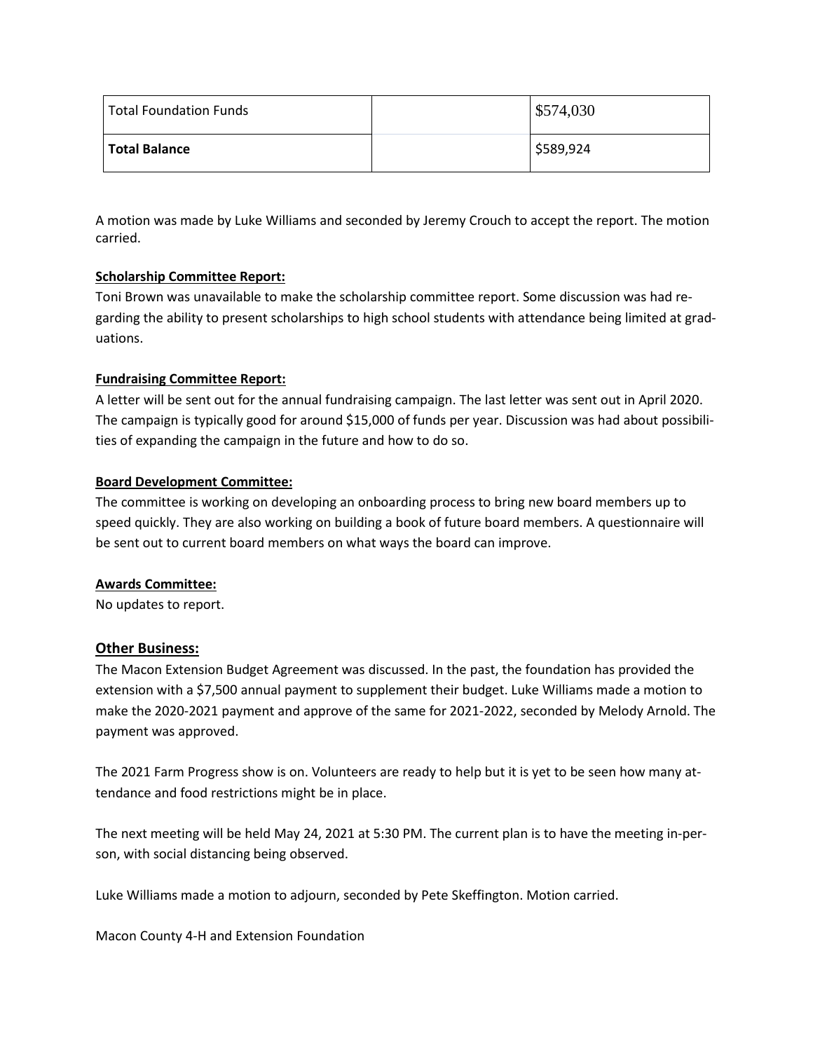| Total Foundation Funds | | $574,030 |
|---|---|---|
| **Total Balance** | | $589,924 |

A motion was made by Luke Williams and seconded by Jeremy Crouch to accept the report. The motion carried.

**Scholarship Committee Report:**

Toni Brown was unavailable to make the scholarship committee report. Some discussion was had regarding the ability to present scholarships to high school students with attendance being limited at graduations.

**Fundraising Committee Report:**

A letter will be sent out for the annual fundraising campaign. The last letter was sent out in April 2020. The campaign is typically good for around $15,000 of funds per year. Discussion was had about possibilities of expanding the campaign in the future and how to do so.

**Board Development Committee:**

The committee is working on developing an onboarding process to bring new board members up to speed quickly. They are also working on building a book of future board members. A questionnaire will be sent out to current board members on what ways the board can improve.

**Awards Committee:**

No updates to report.

## Other Business:

The Macon Extension Budget Agreement was discussed. In the past, the foundation has provided the extension with a $7,500 annual payment to supplement their budget. Luke Williams made a motion to make the 2020-2021 payment and approve of the same for 2021-2022, seconded by Melody Arnold. The payment was approved.

The 2021 Farm Progress show is on. Volunteers are ready to help but it is yet to be seen how many attendance and food restrictions might be in place.

The next meeting will be held May 24, 2021 at 5:30 PM. The current plan is to have the meeting in-person, with social distancing being observed.

Luke Williams made a motion to adjourn, seconded by Pete Skeffington. Motion carried.

Macon County 4-H and Extension Foundation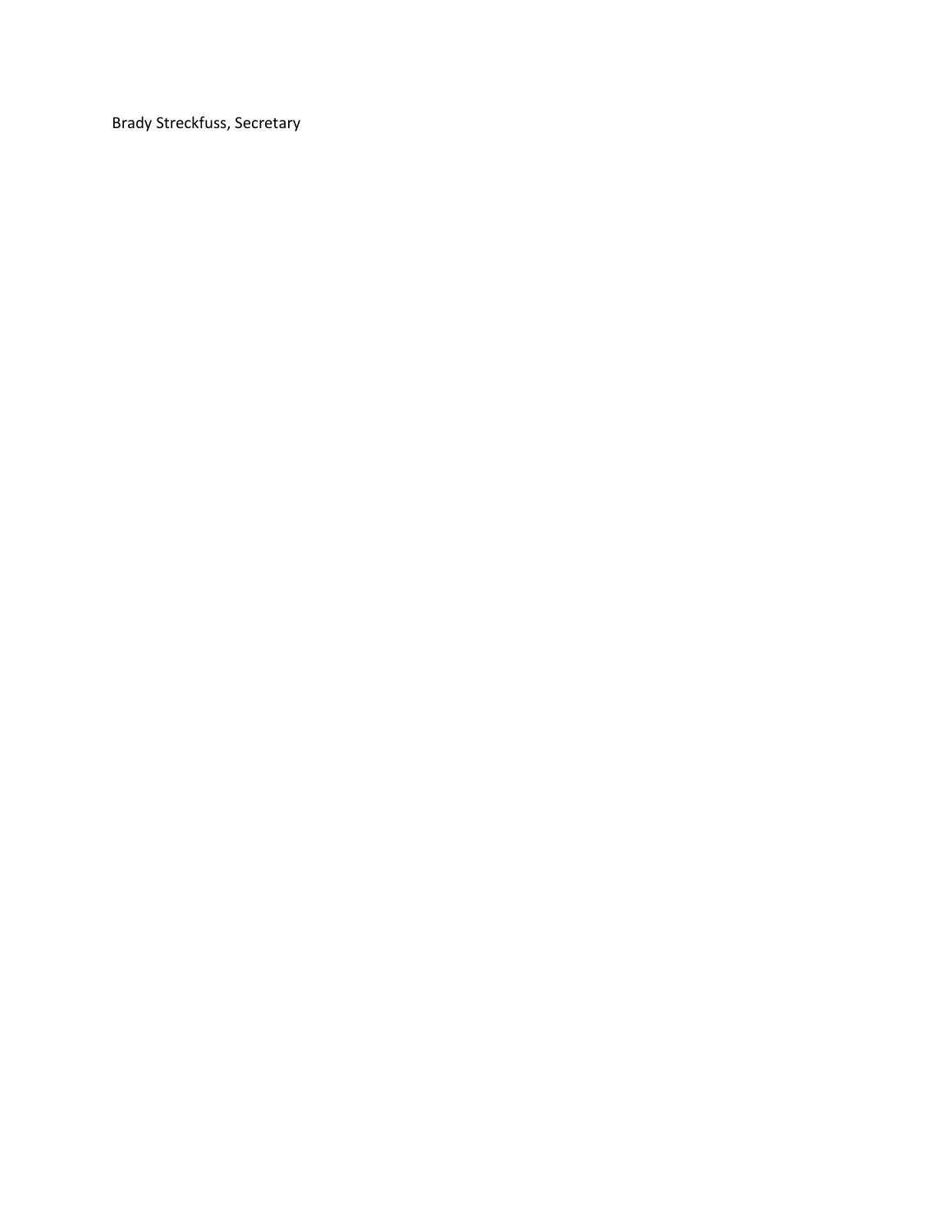Brady Streckfuss, Secretary